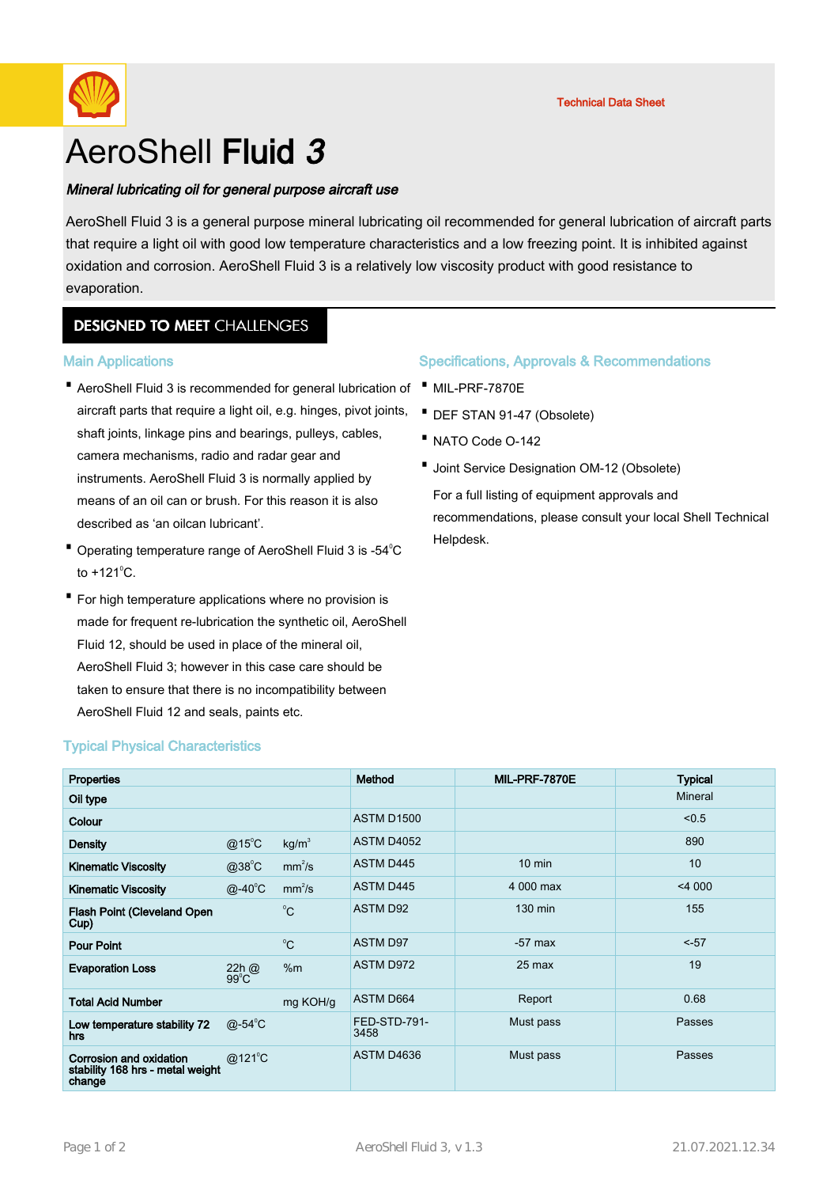Technical Data Sheet

# AeroShell **Fluid *3***

***Mineral lubricating oil for general purpose aircraft use***

AeroShell Fluid 3 is a general purpose mineral lubricating oil recommended for general lubrication of aircraft parts that require a light oil with good low temperature characteristics and a low freezing point. It is inhibited against oxidation and corrosion. AeroShell Fluid 3 is a relatively low viscosity product with good resistance to evaporation.

## DESIGNED TO MEET CHALLENGES

### Main Applications

- AeroShell Fluid 3 is recommended for general lubrication of aircraft parts that require a light oil, e.g. hinges, pivot joints, shaft joints, linkage pins and bearings, pulleys, cables, camera mechanisms, radio and radar gear and instruments. AeroShell Fluid 3 is normally applied by means of an oil can or brush. For this reason it is also described as 'an oilcan lubricant'.
- Operating temperature range of AeroShell Fluid 3 is -54°C to +121°C.
- For high temperature applications where no provision is made for frequent re-lubrication the synthetic oil, AeroShell Fluid 12, should be used in place of the mineral oil, AeroShell Fluid 3; however in this case care should be taken to ensure that there is no incompatibility between AeroShell Fluid 12 and seals, paints etc.

### Specifications, Approvals & Recommendations

- MIL-PRF-7870E
- DEF STAN 91-47 (Obsolete)
- NATO Code O-142
- Joint Service Designation OM-12 (Obsolete)

For a full listing of equipment approvals and recommendations, please consult your local Shell Technical Helpdesk.

### Typical Physical Characteristics

| Properties | | | Method | MIL-PRF-7870E | Typical |
|---|---|---|---|---|---|
| Oil type | | | | | Mineral |
| Colour | | | ASTM D1500 | | <0.5 |
| Density | @15°C | kg/m³ | ASTM D4052 | | 890 |
| Kinematic Viscosity | @38°C | mm²/s | ASTM D445 | 10 min | 10 |
| Kinematic Viscosity | @-40°C | mm²/s | ASTM D445 | 4 000 max | <4 000 |
| Flash Point (Cleveland Open Cup) | | °C | ASTM D92 | 130 min | 155 |
| Pour Point | | °C | ASTM D97 | -57 max | <-57 |
| Evaporation Loss | 22h @ 99°C | %m | ASTM D972 | 25 max | 19 |
| Total Acid Number | | mg KOH/g | ASTM D664 | Report | 0.68 |
| Low temperature stability 72 hrs | @-54°C | | FED-STD-791-3458 | Must pass | Passes |
| Corrosion and oxidation stability 168 hrs - metal weight change | @121°C | | ASTM D4636 | Must pass | Passes |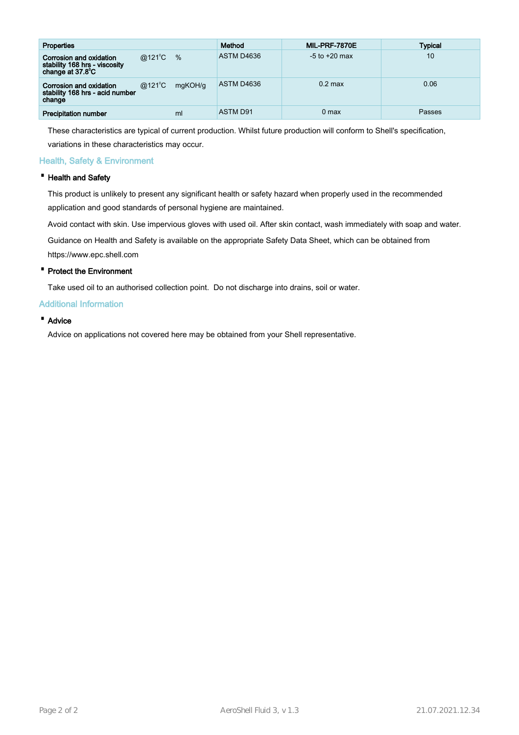| Properties | | | Method | MIL-PRF-7870E | Typical |
|---|---|---|---|---|---|
| Corrosion and oxidation stability 168 hrs - viscosity change at 37.8°C | @121°C | % | ASTM D4636 | -5 to +20 max | 10 |
| Corrosion and oxidation stability 168 hrs - acid number change | @121°C | mgKOH/g | ASTM D4636 | 0.2 max | 0.06 |
| Precipitation number | | ml | ASTM D91 | 0 max | Passes |

These characteristics are typical of current production. Whilst future production will conform to Shell's specification, variations in these characteristics may occur.

## Health, Safety & Environment

- **Health and Safety**

This product is unlikely to present any significant health or safety hazard when properly used in the recommended application and good standards of personal hygiene are maintained.

Avoid contact with skin. Use impervious gloves with used oil. After skin contact, wash immediately with soap and water.

Guidance on Health and Safety is available on the appropriate Safety Data Sheet, which can be obtained from https://www.epc.shell.com

- **Protect the Environment**

Take used oil to an authorised collection point. Do not discharge into drains, soil or water.

## Additional Information

- **Advice**

Advice on applications not covered here may be obtained from your Shell representative.